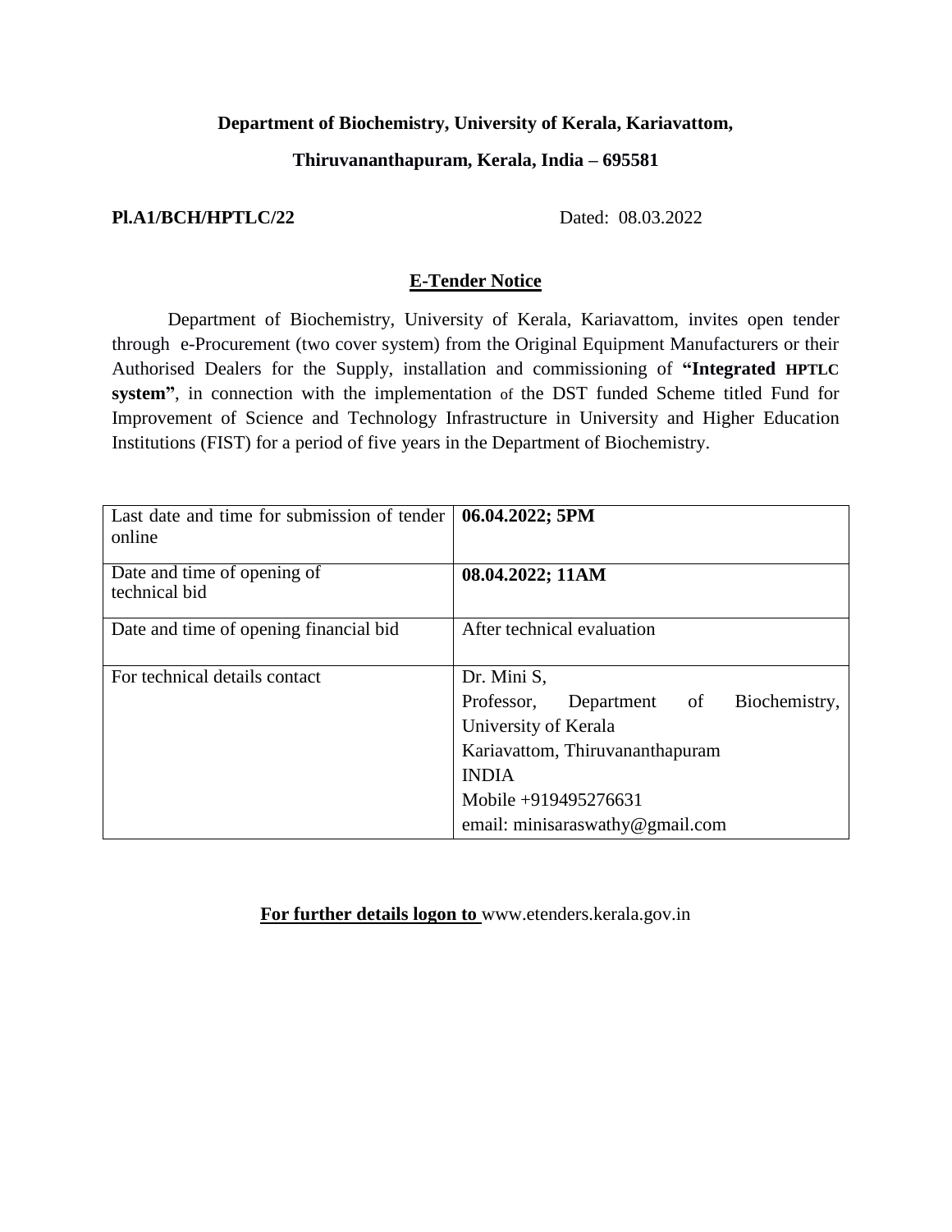**Department of Biochemistry, University of Kerala, Kariavattom,**

**Thiruvananthapuram, Kerala, India – 695581**

**Pl.A1/BCH/HPTLC/22** Dated: 08.03.2022

## E-Tender Notice

Department of Biochemistry, University of Kerala, Kariavattom, invites open tender through e-Procurement (two cover system) from the Original Equipment Manufacturers or their Authorised Dealers for the Supply, installation and commissioning of **"Integrated HPTLC system"**, in connection with the implementation of the DST funded Scheme titled Fund for Improvement of Science and Technology Infrastructure in University and Higher Education Institutions (FIST) for a period of five years in the Department of Biochemistry.

| | |
|---|---|
| Last date and time for submission of tender online | **06.04.2022; 5PM** |
| Date and time of opening of technical bid | **08.04.2022; 11AM** |
| Date and time of opening financial bid | After technical evaluation |
| For technical details contact | Dr. Mini S,<br>Professor, Department of Biochemistry, University of Kerala<br>Kariavattom, Thiruvananthapuram<br>INDIA<br>Mobile +919495276631<br>email: minisaraswathy@gmail.com |

**For further details logon to** www.etenders.kerala.gov.in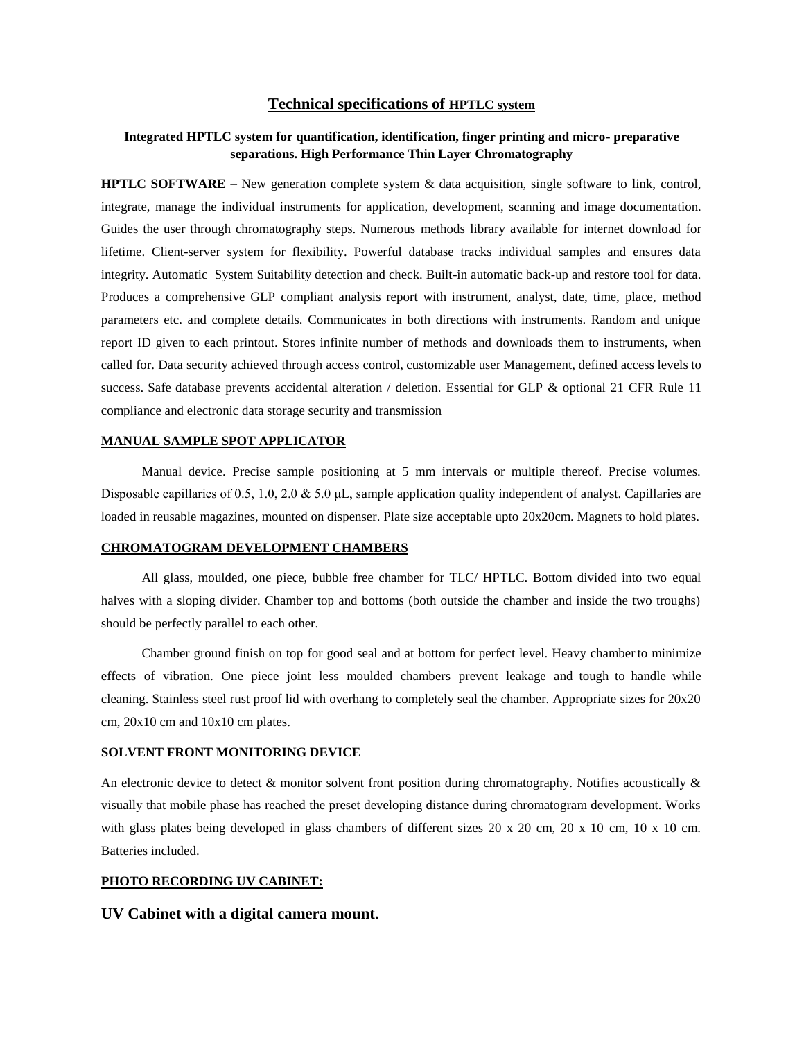## Technical specifications of HPTLC system

**Integrated HPTLC system for quantification, identification, finger printing and micro- preparative separations. High Performance Thin Layer Chromatography**

**HPTLC SOFTWARE** – New generation complete system & data acquisition, single software to link, control, integrate, manage the individual instruments for application, development, scanning and image documentation. Guides the user through chromatography steps. Numerous methods library available for internet download for lifetime. Client-server system for flexibility. Powerful database tracks individual samples and ensures data integrity. Automatic System Suitability detection and check. Built-in automatic back-up and restore tool for data. Produces a comprehensive GLP compliant analysis report with instrument, analyst, date, time, place, method parameters etc. and complete details. Communicates in both directions with instruments. Random and unique report ID given to each printout. Stores infinite number of methods and downloads them to instruments, when called for. Data security achieved through access control, customizable user Management, defined access levels to success. Safe database prevents accidental alteration / deletion. Essential for GLP & optional 21 CFR Rule 11 compliance and electronic data storage security and transmission

### MANUAL SAMPLE SPOT APPLICATOR

Manual device. Precise sample positioning at 5 mm intervals or multiple thereof. Precise volumes. Disposable capillaries of 0.5, 1.0, 2.0 & 5.0 μL, sample application quality independent of analyst. Capillaries are loaded in reusable magazines, mounted on dispenser. Plate size acceptable upto 20x20cm. Magnets to hold plates.

### CHROMATOGRAM DEVELOPMENT CHAMBERS

All glass, moulded, one piece, bubble free chamber for TLC/ HPTLC. Bottom divided into two equal halves with a sloping divider. Chamber top and bottoms (both outside the chamber and inside the two troughs) should be perfectly parallel to each other.

Chamber ground finish on top for good seal and at bottom for perfect level. Heavy chamber to minimize effects of vibration. One piece joint less moulded chambers prevent leakage and tough to handle while cleaning. Stainless steel rust proof lid with overhang to completely seal the chamber. Appropriate sizes for 20x20 cm, 20x10 cm and 10x10 cm plates.

### SOLVENT FRONT MONITORING DEVICE

An electronic device to detect & monitor solvent front position during chromatography. Notifies acoustically & visually that mobile phase has reached the preset developing distance during chromatogram development. Works with glass plates being developed in glass chambers of different sizes 20 x 20 cm, 20 x 10 cm, 10 x 10 cm. Batteries included.

### PHOTO RECORDING UV CABINET:

**UV Cabinet with a digital camera mount.**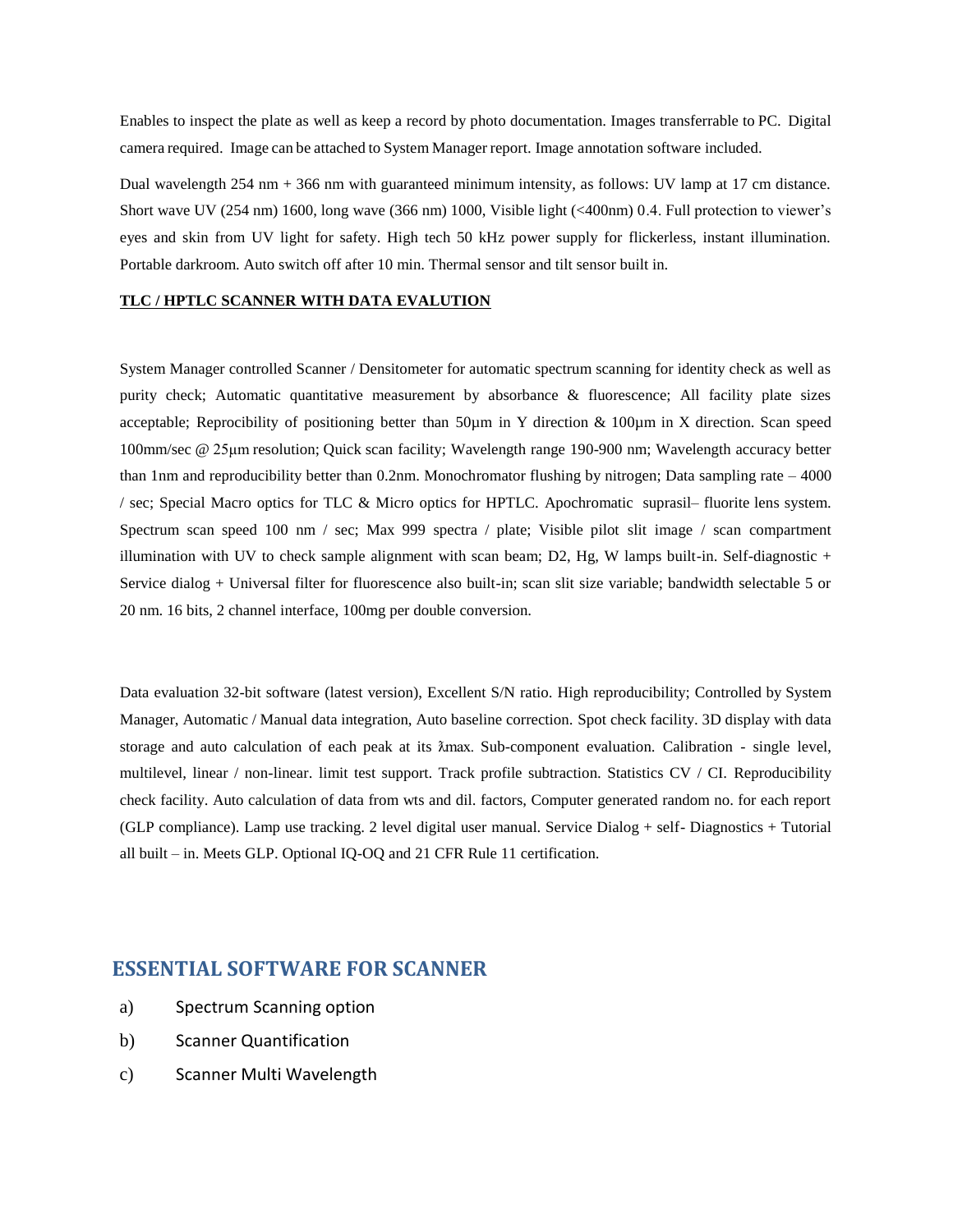Enables to inspect the plate as well as keep a record by photo documentation. Images transferrable to PC. Digital camera required. Image can be attached to System Manager report. Image annotation software included.

Dual wavelength 254 nm + 366 nm with guaranteed minimum intensity, as follows: UV lamp at 17 cm distance. Short wave UV (254 nm) 1600, long wave (366 nm) 1000, Visible light (<400nm) 0.4. Full protection to viewer's eyes and skin from UV light for safety. High tech 50 kHz power supply for flickerless, instant illumination. Portable darkroom. Auto switch off after 10 min. Thermal sensor and tilt sensor built in.

**TLC / HPTLC SCANNER WITH DATA EVALUTION**

System Manager controlled Scanner / Densitometer for automatic spectrum scanning for identity check as well as purity check; Automatic quantitative measurement by absorbance & fluorescence; All facility plate sizes acceptable; Reprocibility of positioning better than 50µm in Y direction & 100µm in X direction. Scan speed 100mm/sec @ 25µm resolution; Quick scan facility; Wavelength range 190-900 nm; Wavelength accuracy better than 1nm and reproducibility better than 0.2nm. Monochromator flushing by nitrogen; Data sampling rate – 4000 / sec; Special Macro optics for TLC & Micro optics for HPTLC. Apochromatic suprasil– fluorite lens system. Spectrum scan speed 100 nm / sec; Max 999 spectra / plate; Visible pilot slit image / scan compartment illumination with UV to check sample alignment with scan beam; D2, Hg, W lamps built-in. Self-diagnostic + Service dialog + Universal filter for fluorescence also built-in; scan slit size variable; bandwidth selectable 5 or 20 nm. 16 bits, 2 channel interface, 100mg per double conversion.

Data evaluation 32-bit software (latest version), Excellent S/N ratio. High reproducibility; Controlled by System Manager, Automatic / Manual data integration, Auto baseline correction. Spot check facility. 3D display with data storage and auto calculation of each peak at its λmax. Sub-component evaluation. Calibration - single level, multilevel, linear / non-linear. limit test support. Track profile subtraction. Statistics CV / CI. Reproducibility check facility. Auto calculation of data from wts and dil. factors, Computer generated random no. for each report (GLP compliance). Lamp use tracking. 2 level digital user manual. Service Dialog + self- Diagnostics + Tutorial all built – in. Meets GLP. Optional IQ-OQ and 21 CFR Rule 11 certification.

## ESSENTIAL SOFTWARE FOR SCANNER

a) Spectrum Scanning option

b) Scanner Quantification

c) Scanner Multi Wavelength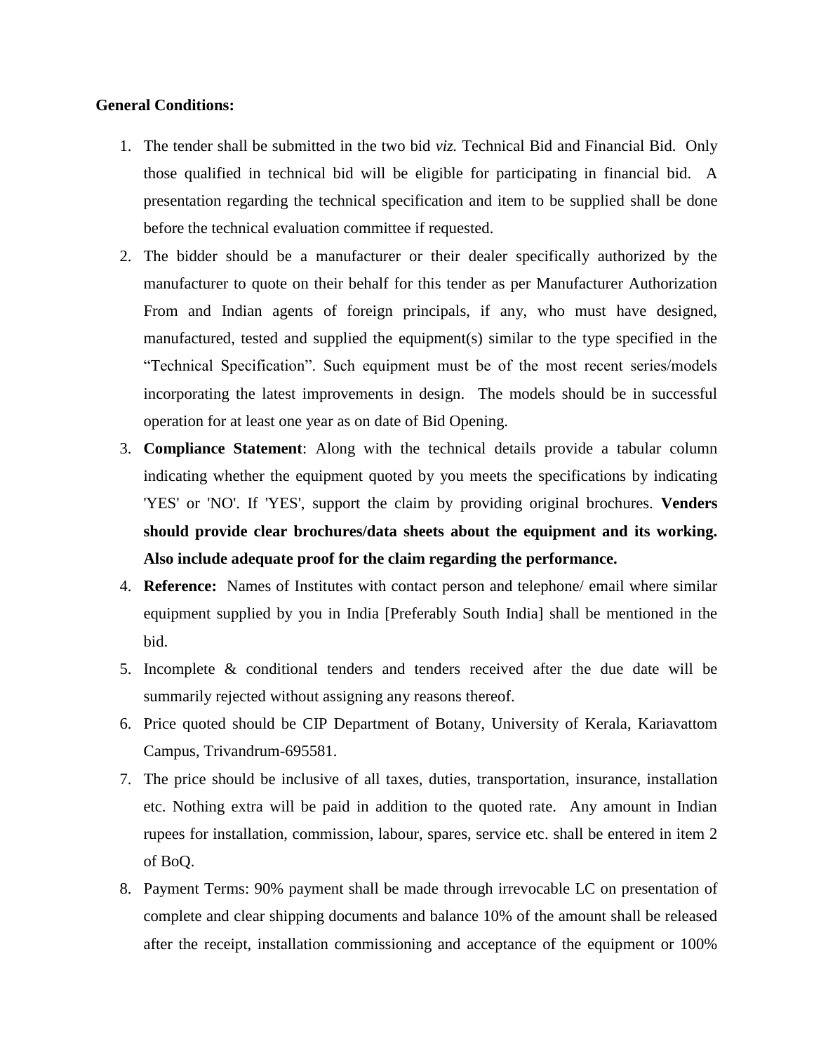**General Conditions:**

1. The tender shall be submitted in the two bid *viz.* Technical Bid and Financial Bid. Only those qualified in technical bid will be eligible for participating in financial bid. A presentation regarding the technical specification and item to be supplied shall be done before the technical evaluation committee if requested.
2. The bidder should be a manufacturer or their dealer specifically authorized by the manufacturer to quote on their behalf for this tender as per Manufacturer Authorization From and Indian agents of foreign principals, if any, who must have designed, manufactured, tested and supplied the equipment(s) similar to the type specified in the "Technical Specification". Such equipment must be of the most recent series/models incorporating the latest improvements in design. The models should be in successful operation for at least one year as on date of Bid Opening.
3. **Compliance Statement**: Along with the technical details provide a tabular column indicating whether the equipment quoted by you meets the specifications by indicating 'YES' or 'NO'. If 'YES', support the claim by providing original brochures. **Venders should provide clear brochures/data sheets about the equipment and its working. Also include adequate proof for the claim regarding the performance.**
4. **Reference:** Names of Institutes with contact person and telephone/ email where similar equipment supplied by you in India [Preferably South India] shall be mentioned in the bid.
5. Incomplete & conditional tenders and tenders received after the due date will be summarily rejected without assigning any reasons thereof.
6. Price quoted should be CIP Department of Botany, University of Kerala, Kariavattom Campus, Trivandrum-695581.
7. The price should be inclusive of all taxes, duties, transportation, insurance, installation etc. Nothing extra will be paid in addition to the quoted rate. Any amount in Indian rupees for installation, commission, labour, spares, service etc. shall be entered in item 2 of BoQ.
8. Payment Terms: 90% payment shall be made through irrevocable LC on presentation of complete and clear shipping documents and balance 10% of the amount shall be released after the receipt, installation commissioning and acceptance of the equipment or 100%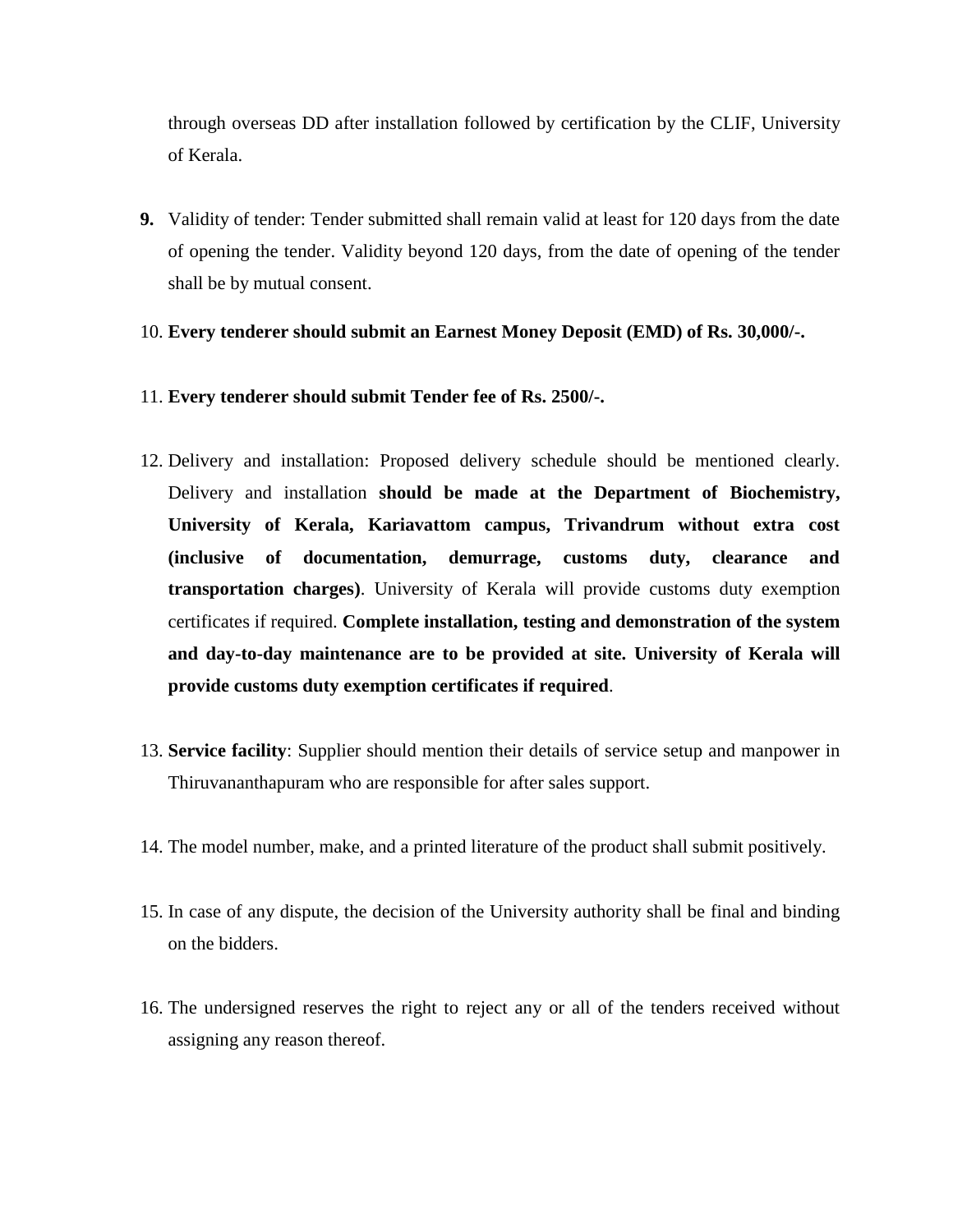through overseas DD after installation followed by certification by the CLIF, University of Kerala.

9. Validity of tender: Tender submitted shall remain valid at least for 120 days from the date of opening the tender. Validity beyond 120 days, from the date of opening of the tender shall be by mutual consent.

10. **Every tenderer should submit an Earnest Money Deposit (EMD) of Rs. 30,000/-.**

11. **Every tenderer should submit Tender fee of Rs. 2500/-.**

12. Delivery and installation: Proposed delivery schedule should be mentioned clearly. Delivery and installation **should be made at the Department of Biochemistry, University of Kerala, Kariavattom campus, Trivandrum without extra cost (inclusive of documentation, demurrage, customs duty, clearance and transportation charges)**. University of Kerala will provide customs duty exemption certificates if required. **Complete installation, testing and demonstration of the system and day-to-day maintenance are to be provided at site. University of Kerala will provide customs duty exemption certificates if required**.

13. **Service facility**: Supplier should mention their details of service setup and manpower in Thiruvananthapuram who are responsible for after sales support.

14. The model number, make, and a printed literature of the product shall submit positively.

15. In case of any dispute, the decision of the University authority shall be final and binding on the bidders.

16. The undersigned reserves the right to reject any or all of the tenders received without assigning any reason thereof.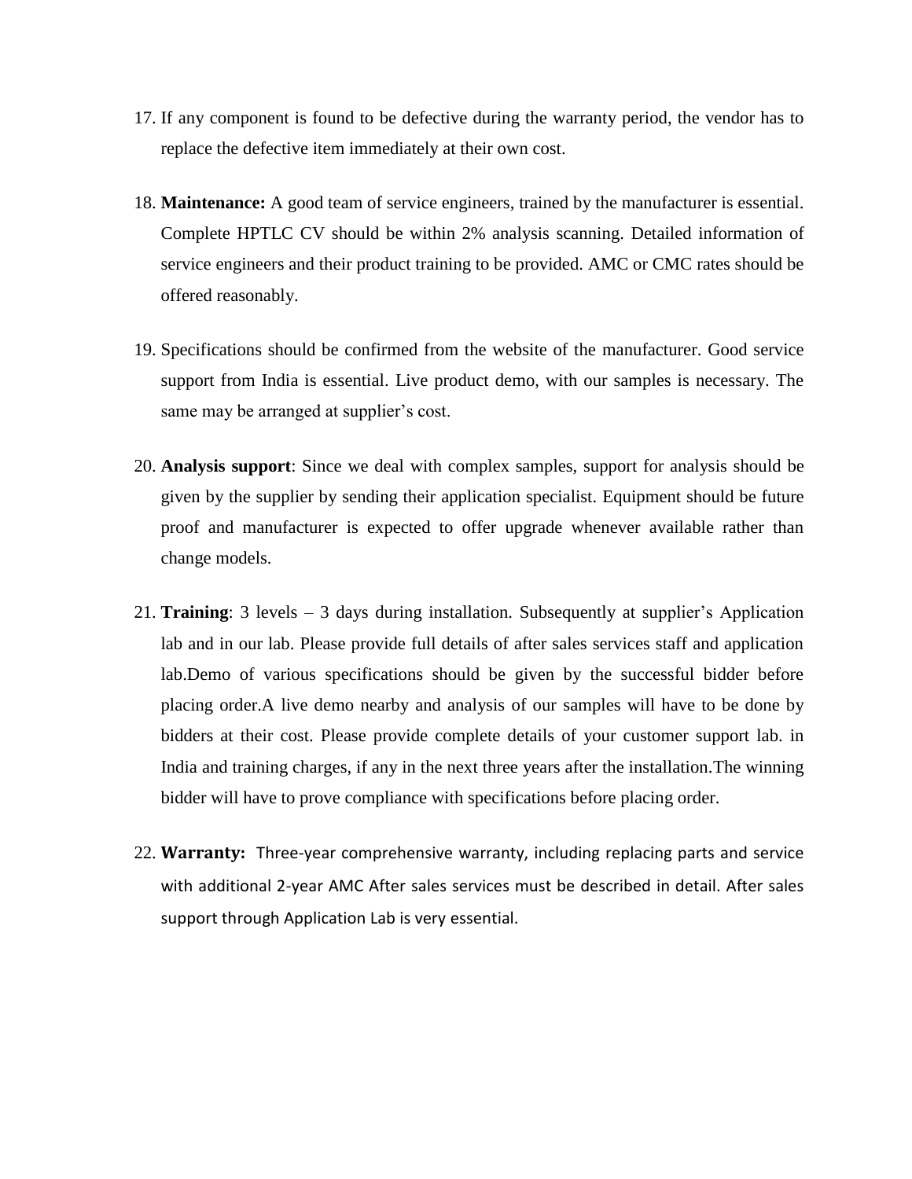17. If any component is found to be defective during the warranty period, the vendor has to replace the defective item immediately at their own cost.

18. **Maintenance:** A good team of service engineers, trained by the manufacturer is essential. Complete HPTLC CV should be within 2% analysis scanning. Detailed information of service engineers and their product training to be provided. AMC or CMC rates should be offered reasonably.

19. Specifications should be confirmed from the website of the manufacturer. Good service support from India is essential. Live product demo, with our samples is necessary. The same may be arranged at supplier's cost.

20. **Analysis support**: Since we deal with complex samples, support for analysis should be given by the supplier by sending their application specialist. Equipment should be future proof and manufacturer is expected to offer upgrade whenever available rather than change models.

21. **Training**: 3 levels – 3 days during installation. Subsequently at supplier's Application lab and in our lab. Please provide full details of after sales services staff and application lab.Demo of various specifications should be given by the successful bidder before placing order.A live demo nearby and analysis of our samples will have to be done by bidders at their cost. Please provide complete details of your customer support lab. in India and training charges, if any in the next three years after the installation.The winning bidder will have to prove compliance with specifications before placing order.

22. **Warranty:** Three-year comprehensive warranty, including replacing parts and service with additional 2-year AMC After sales services must be described in detail. After sales support through Application Lab is very essential.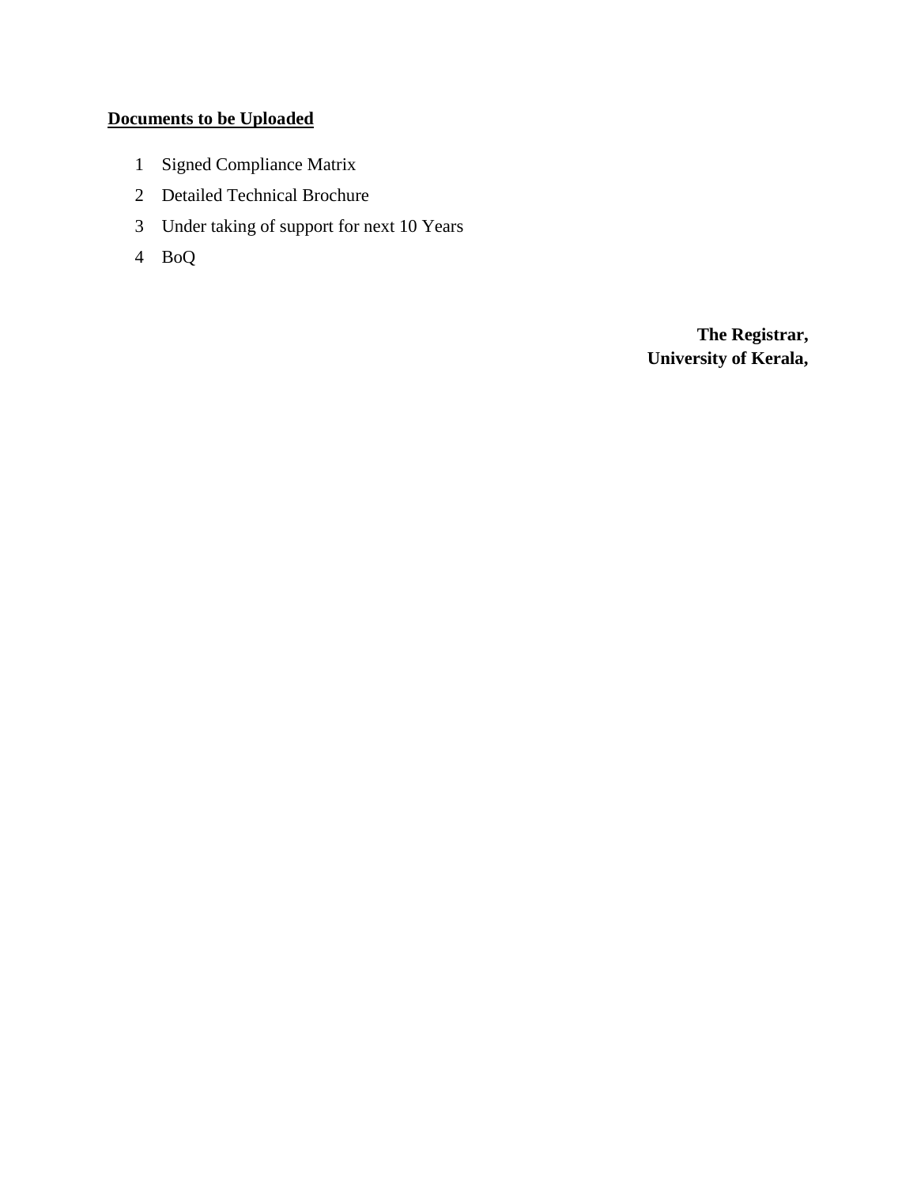**<u>Documents to be Uploaded</u>**

1. Signed Compliance Matrix
2. Detailed Technical Brochure
3. Under taking of support for next 10 Years
4. BoQ

**The Registrar,**
**University of Kerala,**